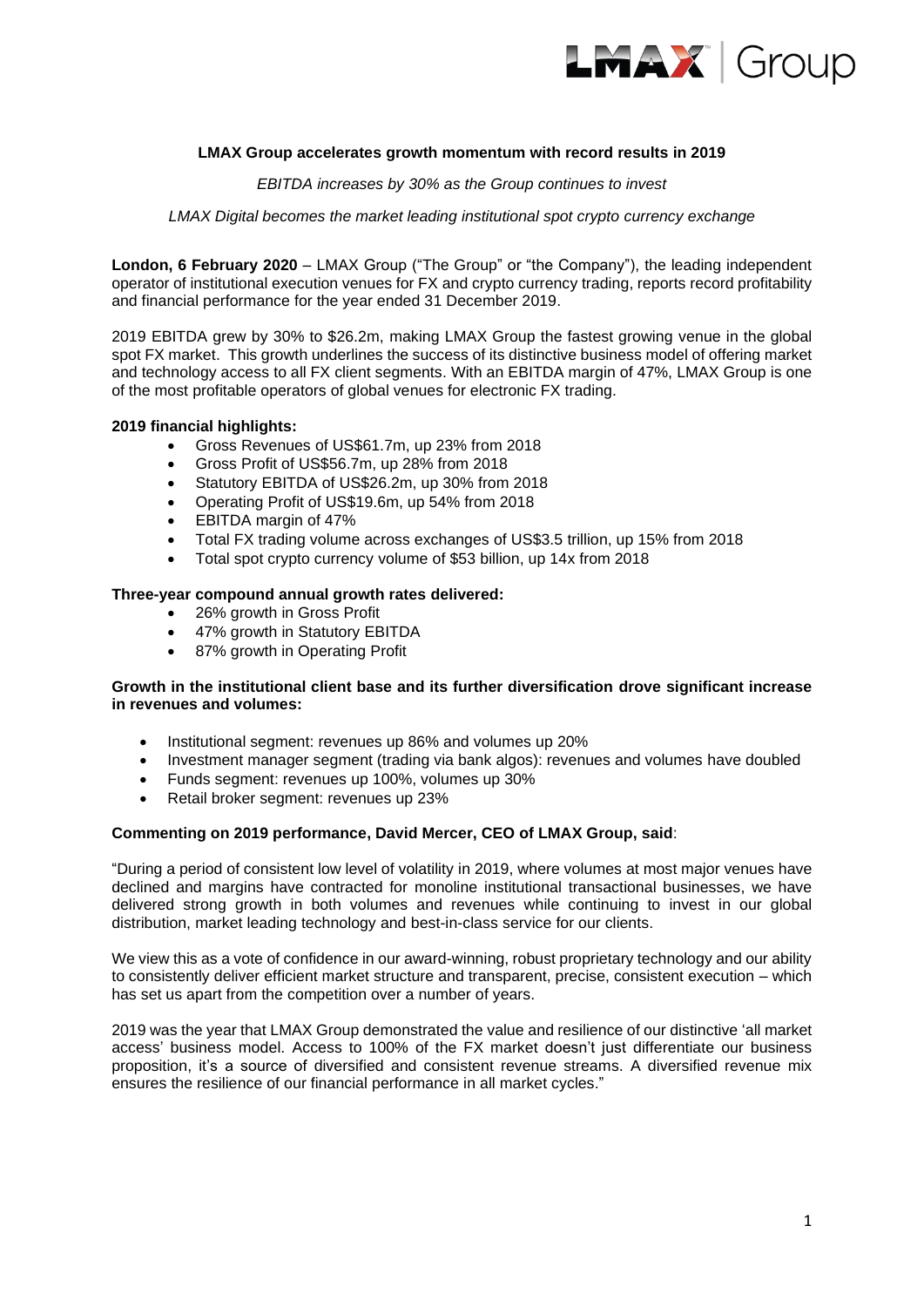# LMAX Group accelerates growth momentum with record results in 2019

*EBITDA increases by 30% as the Group continues to invest*

*LMAX Digital becomes the market leading institutional spot crypto currency exchange*

**London, 6 February 2020** – LMAX Group ("The Group" or "the Company"), the leading independent operator of institutional execution venues for FX and crypto currency trading, reports record profitability and financial performance for the year ended 31 December 2019.

2019 EBITDA grew by 30% to $26.2m, making LMAX Group the fastest growing venue in the global spot FX market. This growth underlines the success of its distinctive business model of offering market and technology access to all FX client segments. With an EBITDA margin of 47%, LMAX Group is one of the most profitable operators of global venues for electronic FX trading.

**2019 financial highlights:**

- Gross Revenues of US$61.7m, up 23% from 2018
- Gross Profit of US$56.7m, up 28% from 2018
- Statutory EBITDA of US$26.2m, up 30% from 2018
- Operating Profit of US$19.6m, up 54% from 2018
- EBITDA margin of 47%
- Total FX trading volume across exchanges of US$3.5 trillion, up 15% from 2018
- Total spot crypto currency volume of $53 billion, up 14x from 2018

**Three-year compound annual growth rates delivered:**

- 26% growth in Gross Profit
- 47% growth in Statutory EBITDA
- 87% growth in Operating Profit

**Growth in the institutional client base and its further diversification drove significant increase in revenues and volumes:**

- Institutional segment: revenues up 86% and volumes up 20%
- Investment manager segment (trading via bank algos): revenues and volumes have doubled
- Funds segment: revenues up 100%, volumes up 30%
- Retail broker segment: revenues up 23%

**Commenting on 2019 performance, David Mercer, CEO of LMAX Group, said**:

"During a period of consistent low level of volatility in 2019, where volumes at most major venues have declined and margins have contracted for monoline institutional transactional businesses, we have delivered strong growth in both volumes and revenues while continuing to invest in our global distribution, market leading technology and best-in-class service for our clients.

We view this as a vote of confidence in our award-winning, robust proprietary technology and our ability to consistently deliver efficient market structure and transparent, precise, consistent execution – which has set us apart from the competition over a number of years.

2019 was the year that LMAX Group demonstrated the value and resilience of our distinctive 'all market access' business model. Access to 100% of the FX market doesn't just differentiate our business proposition, it's a source of diversified and consistent revenue streams. A diversified revenue mix ensures the resilience of our financial performance in all market cycles."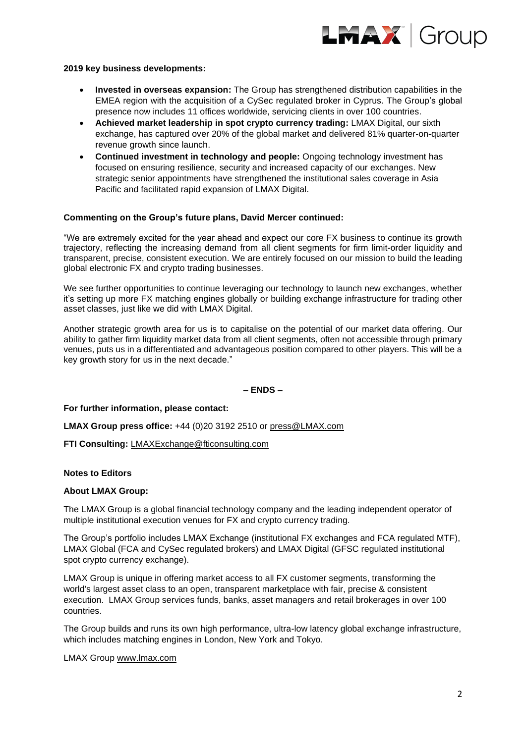**2019 key business developments:**

- **Invested in overseas expansion:** The Group has strengthened distribution capabilities in the EMEA region with the acquisition of a CySec regulated broker in Cyprus. The Group's global presence now includes 11 offices worldwide, servicing clients in over 100 countries.
- **Achieved market leadership in spot crypto currency trading:** LMAX Digital, our sixth exchange, has captured over 20% of the global market and delivered 81% quarter-on-quarter revenue growth since launch.
- **Continued investment in technology and people:** Ongoing technology investment has focused on ensuring resilience, security and increased capacity of our exchanges. New strategic senior appointments have strengthened the institutional sales coverage in Asia Pacific and facilitated rapid expansion of LMAX Digital.

**Commenting on the Group's future plans, David Mercer continued:**

"We are extremely excited for the year ahead and expect our core FX business to continue its growth trajectory, reflecting the increasing demand from all client segments for firm limit-order liquidity and transparent, precise, consistent execution. We are entirely focused on our mission to build the leading global electronic FX and crypto trading businesses.

We see further opportunities to continue leveraging our technology to launch new exchanges, whether it's setting up more FX matching engines globally or building exchange infrastructure for trading other asset classes, just like we did with LMAX Digital.

Another strategic growth area for us is to capitalise on the potential of our market data offering. Our ability to gather firm liquidity market data from all client segments, often not accessible through primary venues, puts us in a differentiated and advantageous position compared to other players. This will be a key growth story for us in the next decade."

**– ENDS –**

**For further information, please contact:**

**LMAX Group press office:** +44 (0)20 3192 2510 or press@LMAX.com

**FTI Consulting:** LMAXExchange@fticonsulting.com

**Notes to Editors**

**About LMAX Group:**

The LMAX Group is a global financial technology company and the leading independent operator of multiple institutional execution venues for FX and crypto currency trading.

The Group's portfolio includes LMAX Exchange (institutional FX exchanges and FCA regulated MTF), LMAX Global (FCA and CySec regulated brokers) and LMAX Digital (GFSC regulated institutional spot crypto currency exchange).

LMAX Group is unique in offering market access to all FX customer segments, transforming the world's largest asset class to an open, transparent marketplace with fair, precise & consistent execution. LMAX Group services funds, banks, asset managers and retail brokerages in over 100 countries.

The Group builds and runs its own high performance, ultra-low latency global exchange infrastructure, which includes matching engines in London, New York and Tokyo.

LMAX Group www.lmax.com